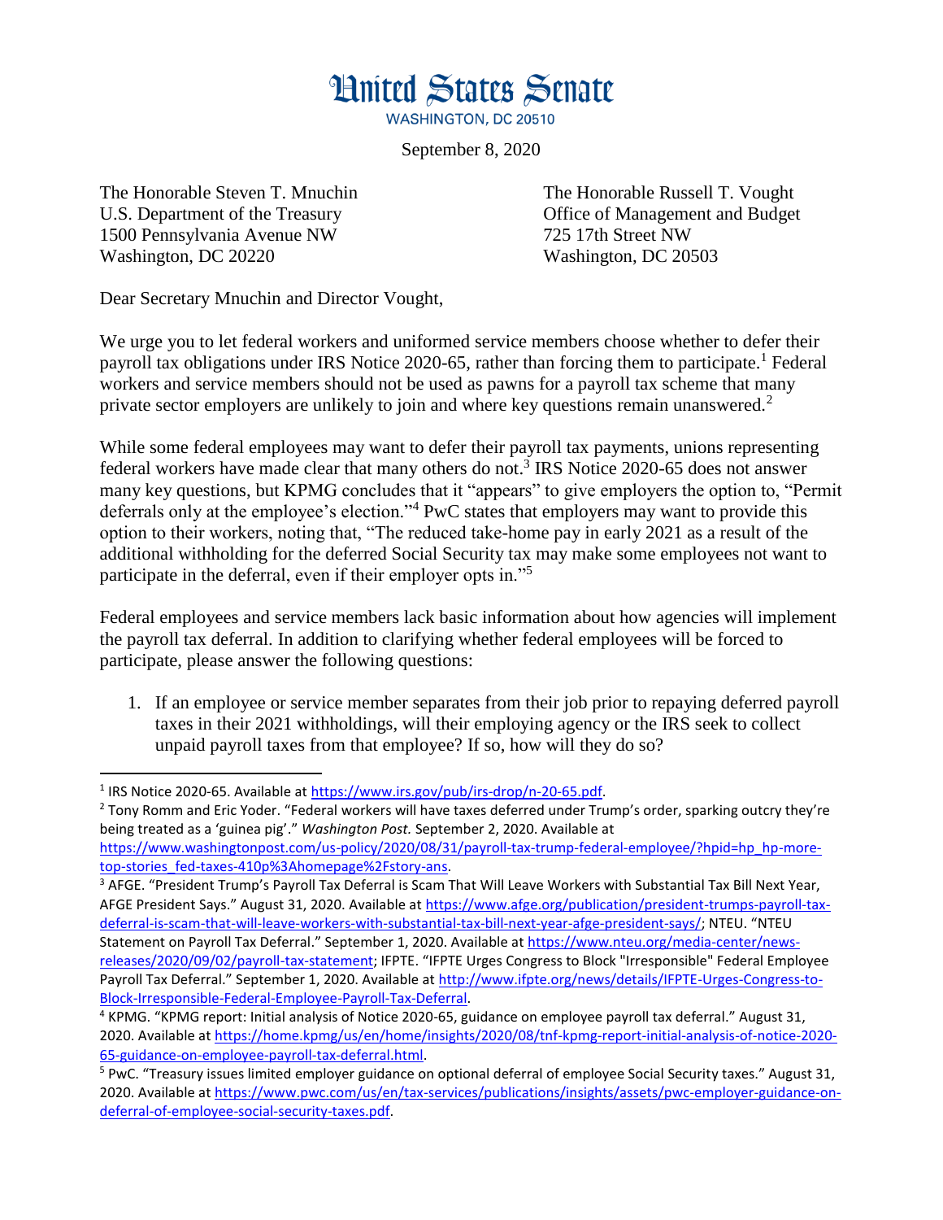# United States Senate

WASHINGTON, DC 20510

September 8, 2020

The Honorable Steven T. Mnuchin
U.S. Department of the Treasury
1500 Pennsylvania Avenue NW
Washington, DC 20220

The Honorable Russell T. Vought
Office of Management and Budget
725 17th Street NW
Washington, DC 20503

Dear Secretary Mnuchin and Director Vought,

We urge you to let federal workers and uniformed service members choose whether to defer their payroll tax obligations under IRS Notice 2020-65, rather than forcing them to participate.[1] Federal workers and service members should not be used as pawns for a payroll tax scheme that many private sector employers are unlikely to join and where key questions remain unanswered.[2]

While some federal employees may want to defer their payroll tax payments, unions representing federal workers have made clear that many others do not.[3] IRS Notice 2020-65 does not answer many key questions, but KPMG concludes that it "appears" to give employers the option to, "Permit deferrals only at the employee's election."[4] PwC states that employers may want to provide this option to their workers, noting that, "The reduced take-home pay in early 2021 as a result of the additional withholding for the deferred Social Security tax may make some employees not want to participate in the deferral, even if their employer opts in."[5]

Federal employees and service members lack basic information about how agencies will implement the payroll tax deferral. In addition to clarifying whether federal employees will be forced to participate, please answer the following questions:

1. If an employee or service member separates from their job prior to repaying deferred payroll taxes in their 2021 withholdings, will their employing agency or the IRS seek to collect unpaid payroll taxes from that employee? If so, how will they do so?

---

[1] IRS Notice 2020-65. Available at https://www.irs.gov/pub/irs-drop/n-20-65.pdf.

[2] Tony Romm and Eric Yoder. "Federal workers will have taxes deferred under Trump's order, sparking outcry they're being treated as a 'guinea pig'." *Washington Post.* September 2, 2020. Available at https://www.washingtonpost.com/us-policy/2020/08/31/payroll-tax-trump-federal-employee/?hpid=hp_hp-more-top-stories_fed-taxes-410p%3Ahomepage%2Fstory-ans.

[3] AFGE. "President Trump's Payroll Tax Deferral is Scam That Will Leave Workers with Substantial Tax Bill Next Year, AFGE President Says." August 31, 2020. Available at https://www.afge.org/publication/president-trumps-payroll-tax-deferral-is-scam-that-will-leave-workers-with-substantial-tax-bill-next-year-afge-president-says/; NTEU. "NTEU Statement on Payroll Tax Deferral." September 1, 2020. Available at https://www.nteu.org/media-center/news-releases/2020/09/02/payroll-tax-statement; IFPTE. "IFPTE Urges Congress to Block "Irresponsible" Federal Employee Payroll Tax Deferral." September 1, 2020. Available at http://www.ifpte.org/news/details/IFPTE-Urges-Congress-to-Block-Irresponsible-Federal-Employee-Payroll-Tax-Deferral.

[4] KPMG. "KPMG report: Initial analysis of Notice 2020-65, guidance on employee payroll tax deferral." August 31, 2020. Available at https://home.kpmg/us/en/home/insights/2020/08/tnf-kpmg-report-initial-analysis-of-notice-2020-65-guidance-on-employee-payroll-tax-deferral.html.

[5] PwC. "Treasury issues limited employer guidance on optional deferral of employee Social Security taxes." August 31, 2020. Available at https://www.pwc.com/us/en/tax-services/publications/insights/assets/pwc-employer-guidance-on-deferral-of-employee-social-security-taxes.pdf.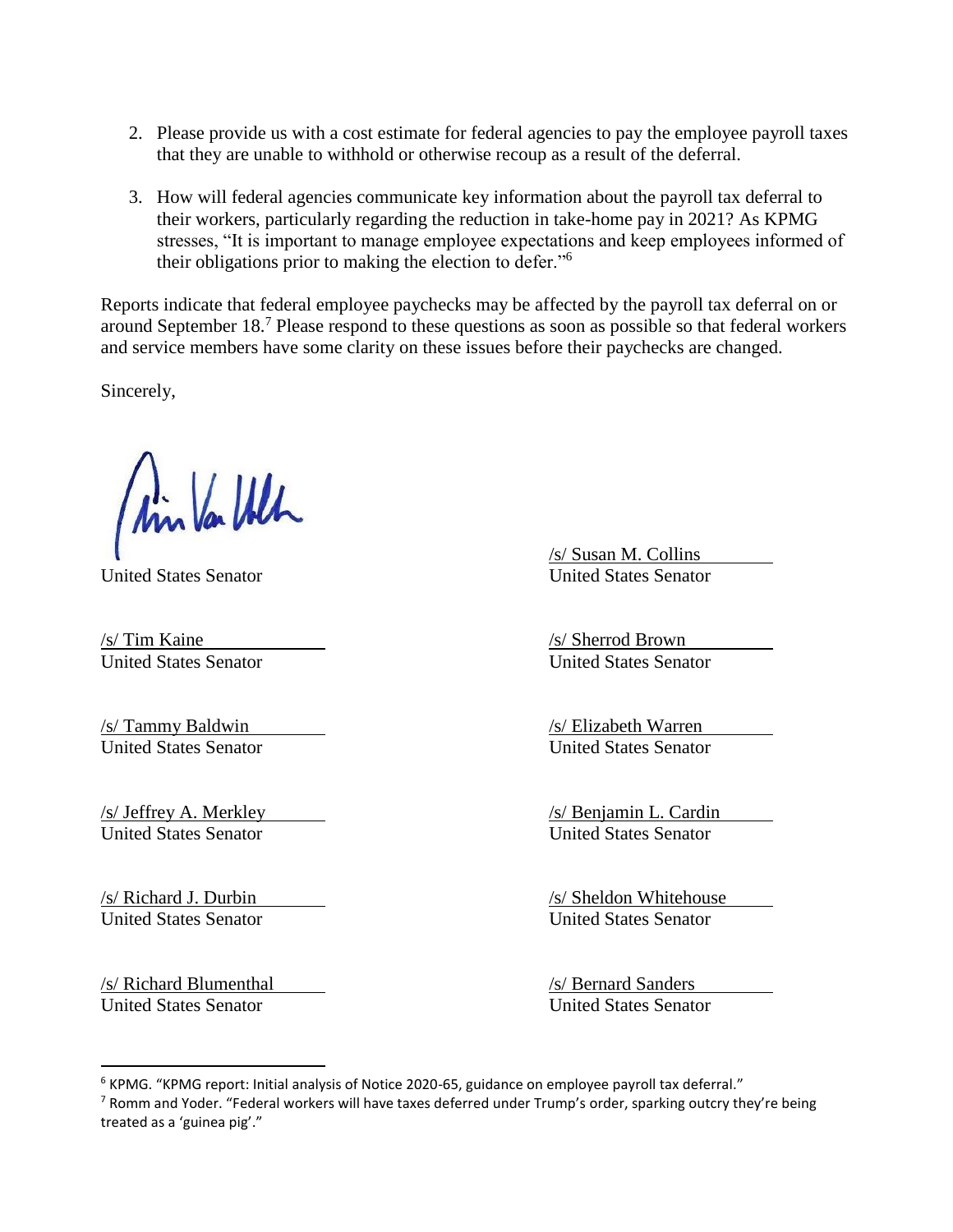2. Please provide us with a cost estimate for federal agencies to pay the employee payroll taxes that they are unable to withhold or otherwise recoup as a result of the deferral.

3. How will federal agencies communicate key information about the payroll tax deferral to their workers, particularly regarding the reduction in take-home pay in 2021? As KPMG stresses, "It is important to manage employee expectations and keep employees informed of their obligations prior to making the election to defer."[6]

Reports indicate that federal employee paychecks may be affected by the payroll tax deferral on or around September 18.[7] Please respond to these questions as soon as possible so that federal workers and service members have some clarity on these issues before their paychecks are changed.

Sincerely,

United States Senator

/s/ Susan M. Collins
United States Senator

/s/ Tim Kaine
United States Senator

/s/ Sherrod Brown
United States Senator

/s/ Tammy Baldwin
United States Senator

/s/ Elizabeth Warren
United States Senator

/s/ Jeffrey A. Merkley
United States Senator

/s/ Benjamin L. Cardin
United States Senator

/s/ Richard J. Durbin
United States Senator

/s/ Sheldon Whitehouse
United States Senator

/s/ Richard Blumenthal
United States Senator

/s/ Bernard Sanders
United States Senator

---

[6] KPMG. "KPMG report: Initial analysis of Notice 2020-65, guidance on employee payroll tax deferral."

[7] Romm and Yoder. "Federal workers will have taxes deferred under Trump's order, sparking outcry they're being treated as a 'guinea pig'."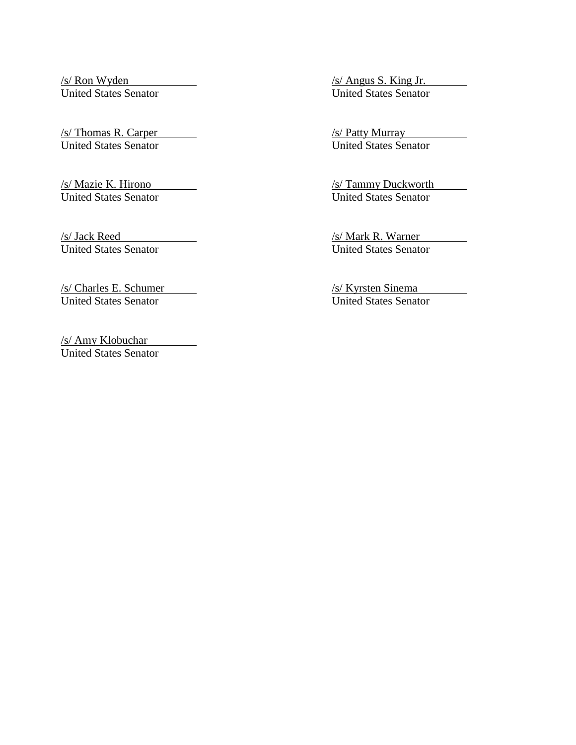/s/ Ron Wyden
United States Senator

/s/ Angus S. King Jr.
United States Senator

/s/ Thomas R. Carper
United States Senator

/s/ Patty Murray
United States Senator

/s/ Mazie K. Hirono
United States Senator

/s/ Tammy Duckworth
United States Senator

/s/ Jack Reed
United States Senator

/s/ Mark R. Warner
United States Senator

/s/ Charles E. Schumer
United States Senator

/s/ Kyrsten Sinema
United States Senator

/s/ Amy Klobuchar
United States Senator